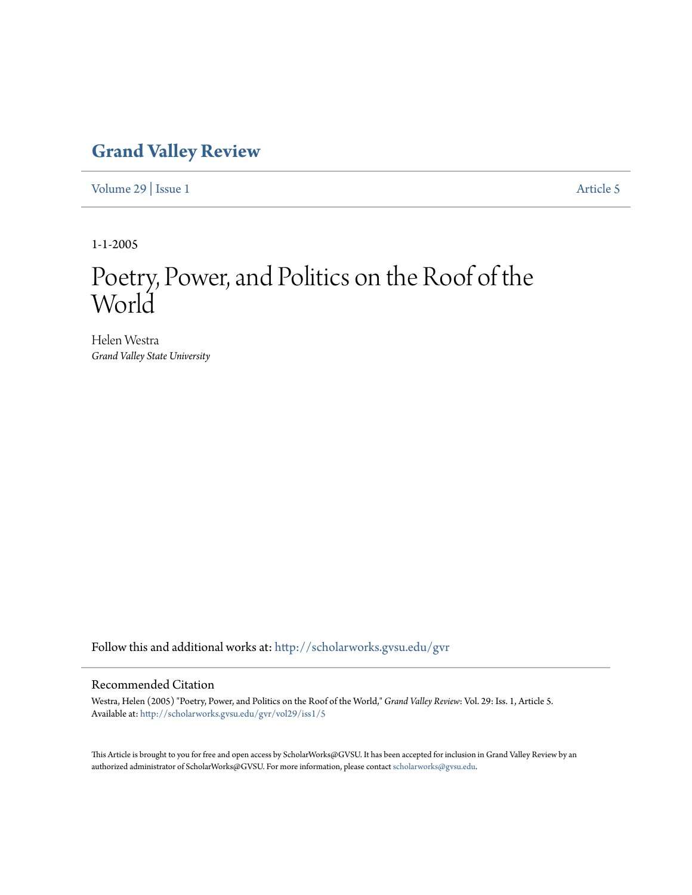# Grand Valley Review

Volume 29 | Issue 1 — Article 5

1-1-2005

# Poetry, Power, and Politics on the Roof of the World

Helen Westra
*Grand Valley State University*

Follow this and additional works at: http://scholarworks.gvsu.edu/gvr

## Recommended Citation

Westra, Helen (2005) "Poetry, Power, and Politics on the Roof of the World," *Grand Valley Review*: Vol. 29: Iss. 1, Article 5.
Available at: http://scholarworks.gvsu.edu/gvr/vol29/iss1/5

This Article is brought to you for free and open access by ScholarWorks@GVSU. It has been accepted for inclusion in Grand Valley Review by an authorized administrator of ScholarWorks@GVSU. For more information, please contact scholarworks@gvsu.edu.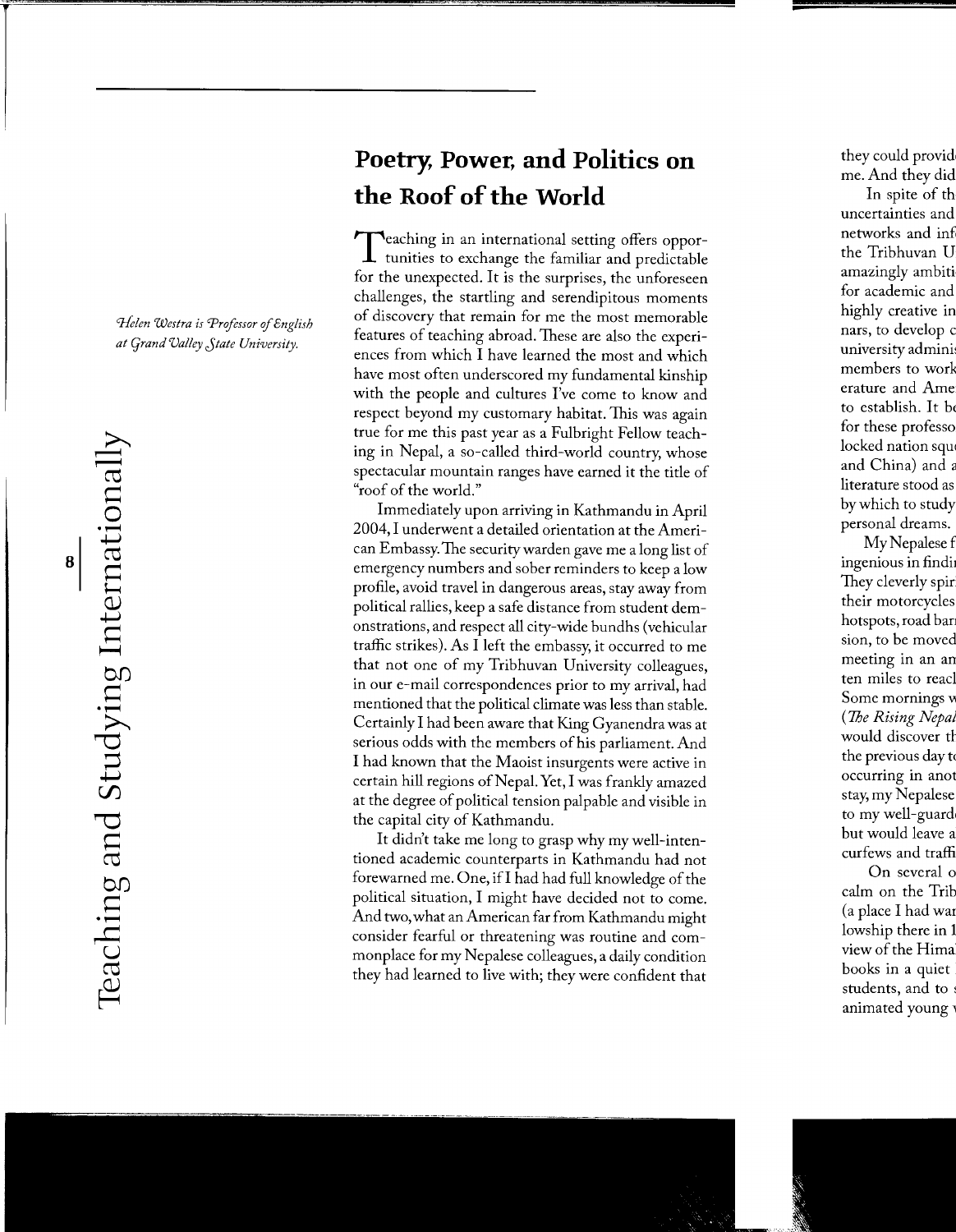# Poetry, Power, and Politics on the Roof of the World

*Helen Westra is Professor of English at Grand Valley State University.*

Teaching in an international setting offers opportunities to exchange the familiar and predictable for the unexpected. It is the surprises, the unforeseen challenges, the startling and serendipitous moments of discovery that remain for me the most memorable features of teaching abroad. These are also the experiences from which I have learned the most and which have most often underscored my fundamental kinship with the people and cultures I've come to know and respect beyond my customary habitat. This was again true for me this past year as a Fulbright Fellow teaching in Nepal, a so-called third-world country, whose spectacular mountain ranges have earned it the title of "roof of the world."

Immediately upon arriving in Kathmandu in April 2004, I underwent a detailed orientation at the American Embassy. The security warden gave me a long list of emergency numbers and sober reminders to keep a low profile, avoid travel in dangerous areas, stay away from political rallies, keep a safe distance from student demonstrations, and respect all city-wide bundhs (vehicular traffic strikes). As I left the embassy, it occurred to me that not one of my Tribhuvan University colleagues, in our e-mail correspondences prior to my arrival, had mentioned that the political climate was less than stable. Certainly I had been aware that King Gyanendra was at serious odds with the members of his parliament. And I had known that the Maoist insurgents were active in certain hill regions of Nepal. Yet, I was frankly amazed at the degree of political tension palpable and visible in the capital city of Kathmandu.

It didn't take me long to grasp why my well-intentioned academic counterparts in Kathmandu had not forewarned me. One, if I had had full knowledge of the political situation, I might have decided not to come. And two, what an American far from Kathmandu might consider fearful or threatening was routine and commonplace for my Nepalese colleagues, a daily condition they had learned to live with; they were confident that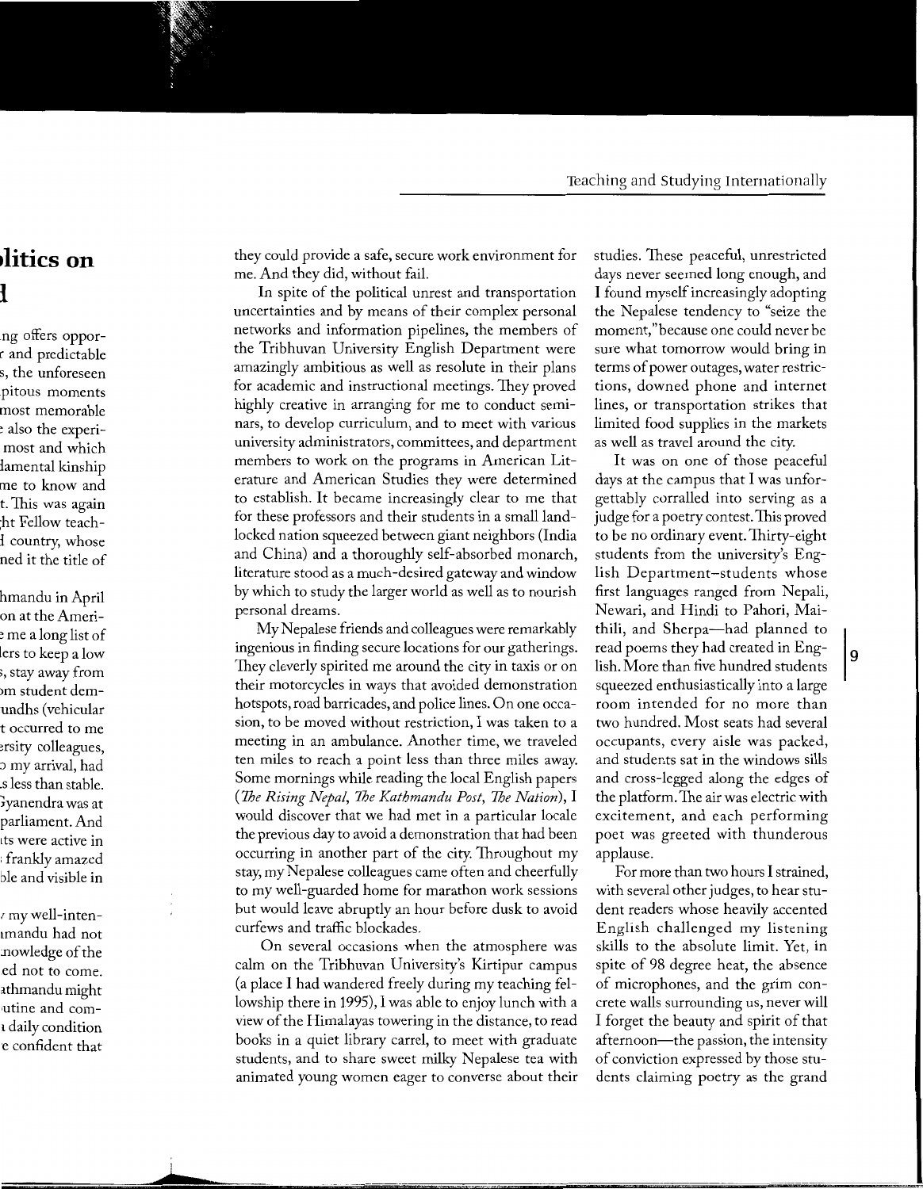they could provide a safe, secure work environment for me. And they did, without fail.

In spite of the political unrest and transportation uncertainties and by means of their complex personal networks and information pipelines, the members of the Tribhuvan University English Department were amazingly ambitious as well as resolute in their plans for academic and instructional meetings. They proved highly creative in arranging for me to conduct seminars, to develop curriculum, and to meet with various university administrators, committees, and department members to work on the programs in American Literature and American Studies they were determined to establish. It became increasingly clear to me that for these professors and their students in a small landlocked nation squeezed between giant neighbors (India and China) and a thoroughly self-absorbed monarch, literature stood as a much-desired gateway and window by which to study the larger world as well as to nourish personal dreams.

My Nepalese friends and colleagues were remarkably ingenious in finding secure locations for our gatherings. They cleverly spirited me around the city in taxis or on their motorcycles in ways that avoided demonstration hotspots, road barricades, and police lines. On one occasion, to be moved without restriction, I was taken to a meeting in an ambulance. Another time, we traveled ten miles to reach a point less than three miles away. Some mornings while reading the local English papers (*The Rising Nepal*, *The Kathmandu Post*, *The Nation*), I would discover that we had met in a particular locale the previous day to avoid a demonstration that had been occurring in another part of the city. Throughout my stay, my Nepalese colleagues came often and cheerfully to my well-guarded home for marathon work sessions but would leave abruptly an hour before dusk to avoid curfews and traffic blockades.

On several occasions when the atmosphere was calm on the Tribhuvan University's Kirtipur campus (a place I had wandered freely during my teaching fellowship there in 1995), I was able to enjoy lunch with a view of the Himalayas towering in the distance, to read books in a quiet library carrel, to meet with graduate students, and to share sweet milky Nepalese tea with animated young women eager to converse about their studies. These peaceful, unrestricted days never seemed long enough, and I found myself increasingly adopting the Nepalese tendency to "seize the moment," because one could never be sure what tomorrow would bring in terms of power outages, water restrictions, downed phone and internet lines, or transportation strikes that limited food supplies in the markets as well as travel around the city.

It was on one of those peaceful days at the campus that I was unforgettably corralled into serving as a judge for a poetry contest. This proved to be no ordinary event. Thirty-eight students from the university's English Department–students whose first languages ranged from Nepali, Newari, and Hindi to Pahori, Maithili, and Sherpa—had planned to read poems they had created in English. More than five hundred students squeezed enthusiastically into a large room intended for no more than two hundred. Most seats had several occupants, every aisle was packed, and students sat in the windows sills and cross-legged along the edges of the platform. The air was electric with excitement, and each performing poet was greeted with thunderous applause.

For more than two hours I strained, with several other judges, to hear student readers whose heavily accented English challenged my listening skills to the absolute limit. Yet, in spite of 98 degree heat, the absence of microphones, and the grim concrete walls surrounding us, never will I forget the beauty and spirit of that afternoon—the passion, the intensity of conviction expressed by those students claiming poetry as the grand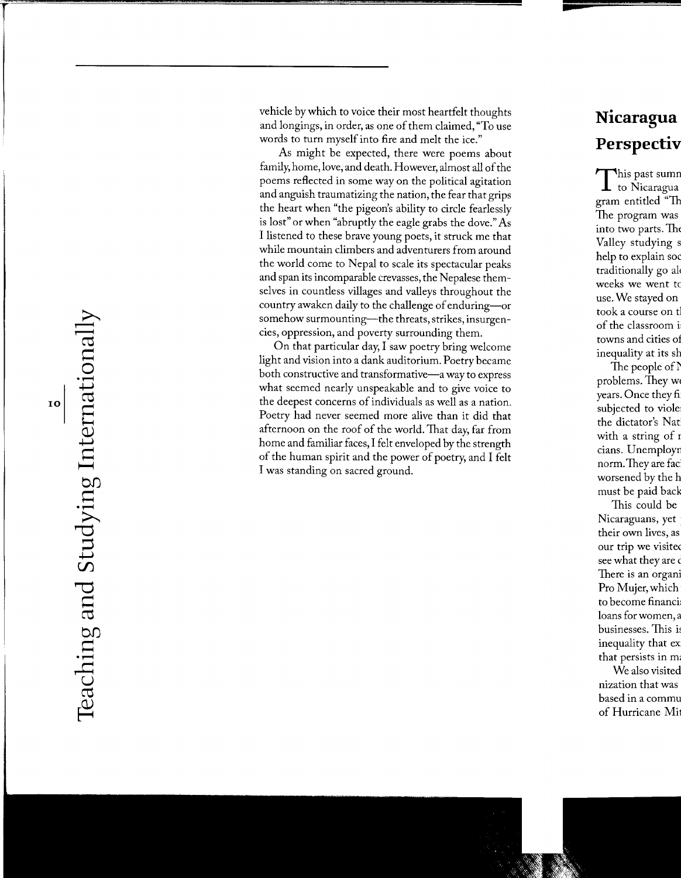vehicle by which to voice their most heartfelt thoughts and longings, in order, as one of them claimed, "To use words to turn myself into fire and melt the ice."

As might be expected, there were poems about family, home, love, and death. However, almost all of the poems reflected in some way on the political agitation and anguish traumatizing the nation, the fear that grips the heart when "the pigeon's ability to circle fearlessly is lost" or when "abruptly the eagle grabs the dove." As I listened to these brave young poets, it struck me that while mountain climbers and adventurers from around the world come to Nepal to scale its spectacular peaks and span its incomparable crevasses, the Nepalese themselves in countless villages and valleys throughout the country awaken daily to the challenge of enduring—or somehow surmounting—the threats, strikes, insurgencies, oppression, and poverty surrounding them.

On that particular day, I saw poetry bring welcome light and vision into a dank auditorium. Poetry became both constructive and transformative—a way to express what seemed nearly unspeakable and to give voice to the deepest concerns of individuals as well as a nation. Poetry had never seemed more alive than it did that afternoon on the roof of the world. That day, far from home and familiar faces, I felt enveloped by the strength of the human spirit and the power of poetry, and I felt I was standing on sacred ground.